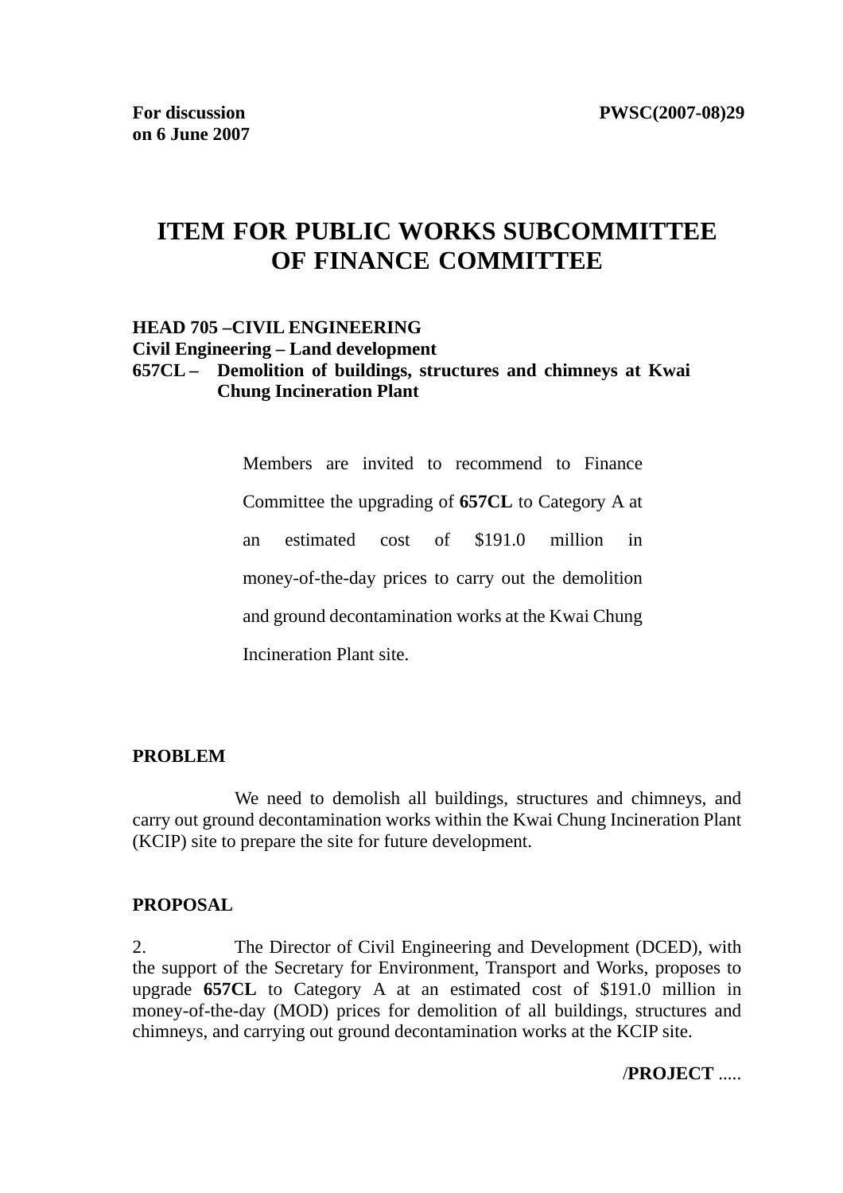**For discussion on 6 June 2007** **PWSC(2007-08)29**

# ITEM FOR PUBLIC WORKS SUBCOMMITTEE OF FINANCE COMMITTEE

**HEAD 705 –CIVIL ENGINEERING**
**Civil Engineering – Land development**
**657CL – Demolition of buildings, structures and chimneys at Kwai Chung Incineration Plant**

> Members are invited to recommend to Finance Committee the upgrading of **657CL** to Category A at an estimated cost of $191.0 million in money-of-the-day prices to carry out the demolition and ground decontamination works at the Kwai Chung Incineration Plant site.

## PROBLEM

We need to demolish all buildings, structures and chimneys, and carry out ground decontamination works within the Kwai Chung Incineration Plant (KCIP) site to prepare the site for future development.

## PROPOSAL

2. The Director of Civil Engineering and Development (DCED), with the support of the Secretary for Environment, Transport and Works, proposes to upgrade **657CL** to Category A at an estimated cost of $191.0 million in money-of-the-day (MOD) prices for demolition of all buildings, structures and chimneys, and carrying out ground decontamination works at the KCIP site.

/**PROJECT** .....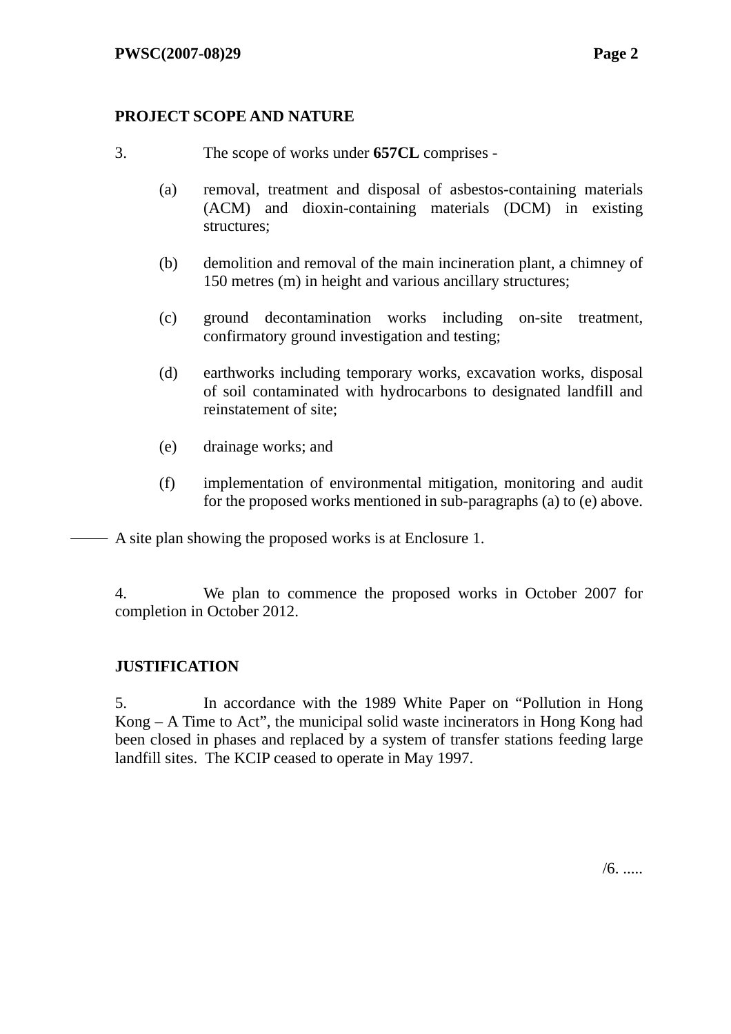**PROJECT SCOPE AND NATURE**

3. The scope of works under **657CL** comprises -

(a) removal, treatment and disposal of asbestos-containing materials (ACM) and dioxin-containing materials (DCM) in existing structures;

(b) demolition and removal of the main incineration plant, a chimney of 150 metres (m) in height and various ancillary structures;

(c) ground decontamination works including on-site treatment, confirmatory ground investigation and testing;

(d) earthworks including temporary works, excavation works, disposal of soil contaminated with hydrocarbons to designated landfill and reinstatement of site;

(e) drainage works; and

(f) implementation of environmental mitigation, monitoring and audit for the proposed works mentioned in sub-paragraphs (a) to (e) above.

A site plan showing the proposed works is at Enclosure 1.

4. We plan to commence the proposed works in October 2007 for completion in October 2012.

**JUSTIFICATION**

5. In accordance with the 1989 White Paper on "Pollution in Hong Kong – A Time to Act", the municipal solid waste incinerators in Hong Kong had been closed in phases and replaced by a system of transfer stations feeding large landfill sites. The KCIP ceased to operate in May 1997.

/6. .....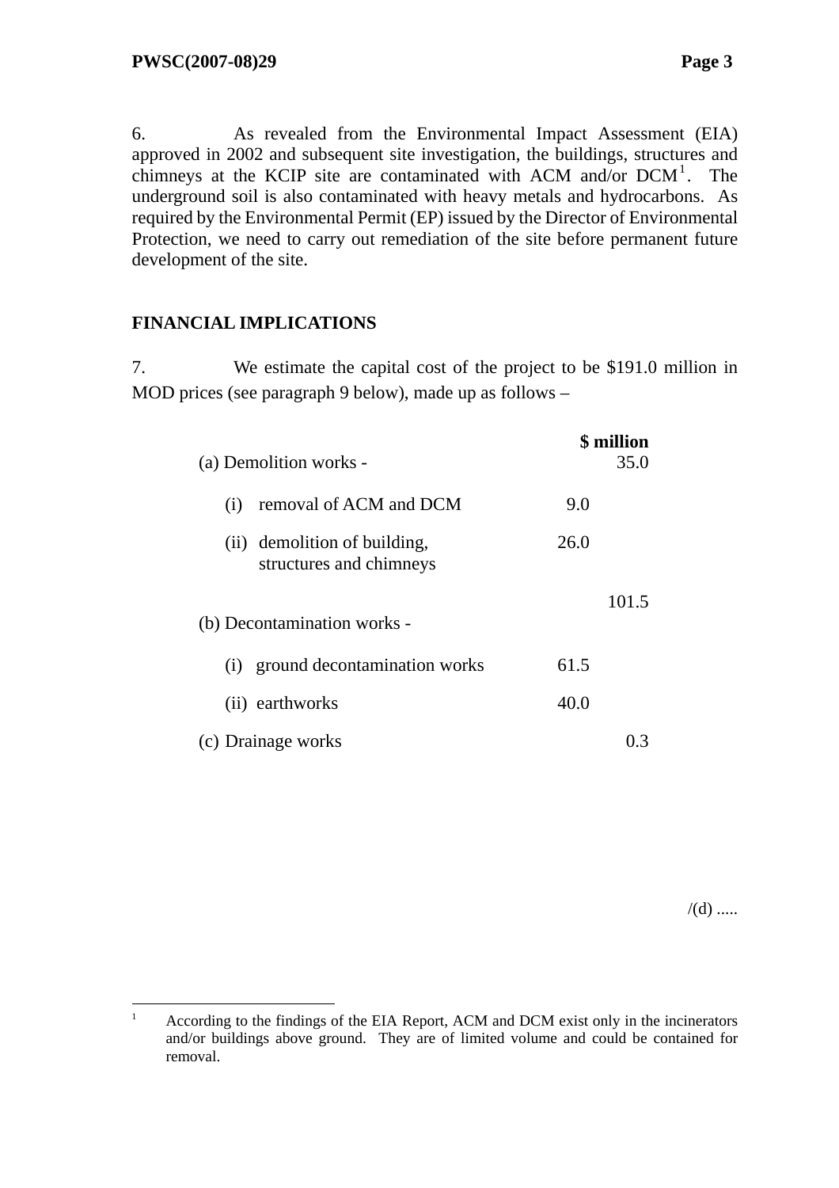6. As revealed from the Environmental Impact Assessment (EIA) approved in 2002 and subsequent site investigation, the buildings, structures and chimneys at the KCIP site are contaminated with ACM and/or DCM[1]. The underground soil is also contaminated with heavy metals and hydrocarbons. As required by the Environmental Permit (EP) issued by the Director of Environmental Protection, we need to carry out remediation of the site before permanent future development of the site.

## FINANCIAL IMPLICATIONS

7. We estimate the capital cost of the project to be $191.0 million in MOD prices (see paragraph 9 below), made up as follows –

| | | **$ million** |
|---|---|---|
| (a) Demolition works - | | 35.0 |
| (i) removal of ACM and DCM | 9.0 | |
| (ii) demolition of building, structures and chimneys | 26.0 | |
| (b) Decontamination works - | | 101.5 |
| (i) ground decontamination works | 61.5 | |
| (ii) earthworks | 40.0 | |
| (c) Drainage works | | 0.3 |

/(d) .....

---

[1] According to the findings of the EIA Report, ACM and DCM exist only in the incinerators and/or buildings above ground. They are of limited volume and could be contained for removal.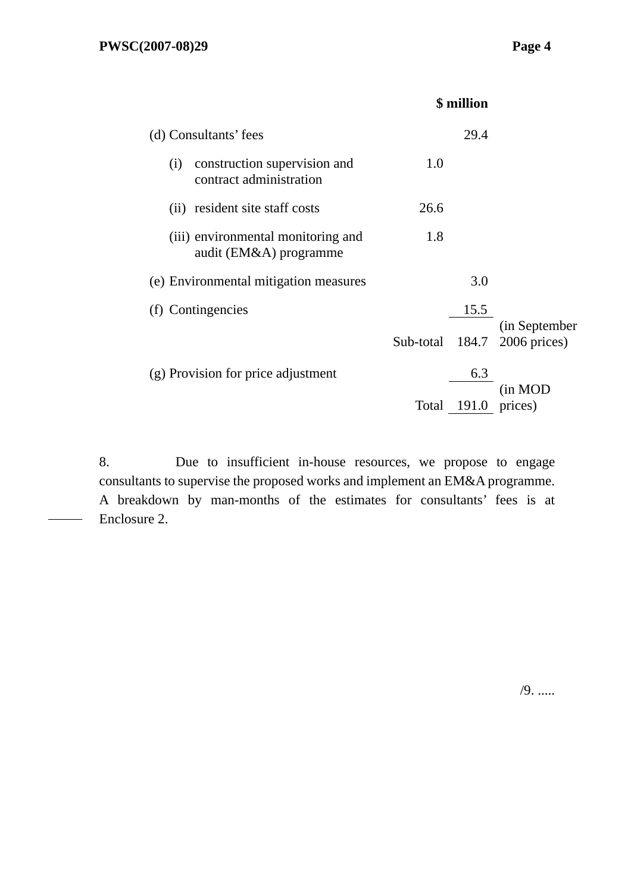| | | $ million | |
|---|---|---|---|
| (d) Consultants' fees | | 29.4 | |
| (i) construction supervision and contract administration | 1.0 | | |
| (ii) resident site staff costs | 26.6 | | |
| (iii) environmental monitoring and audit (EM&A) programme | 1.8 | | |
| (e) Environmental mitigation measures | | 3.0 | |
| (f) Contingencies | | 15.5 | |
| | Sub-total | 184.7 | (in September 2006 prices) |
| (g) Provision for price adjustment | | 6.3 | |
| | Total | 191.0 | (in MOD prices) |

8. Due to insufficient in-house resources, we propose to engage consultants to supervise the proposed works and implement an EM&A programme. A breakdown by man-months of the estimates for consultants' fees is at Enclosure 2.

/9. .....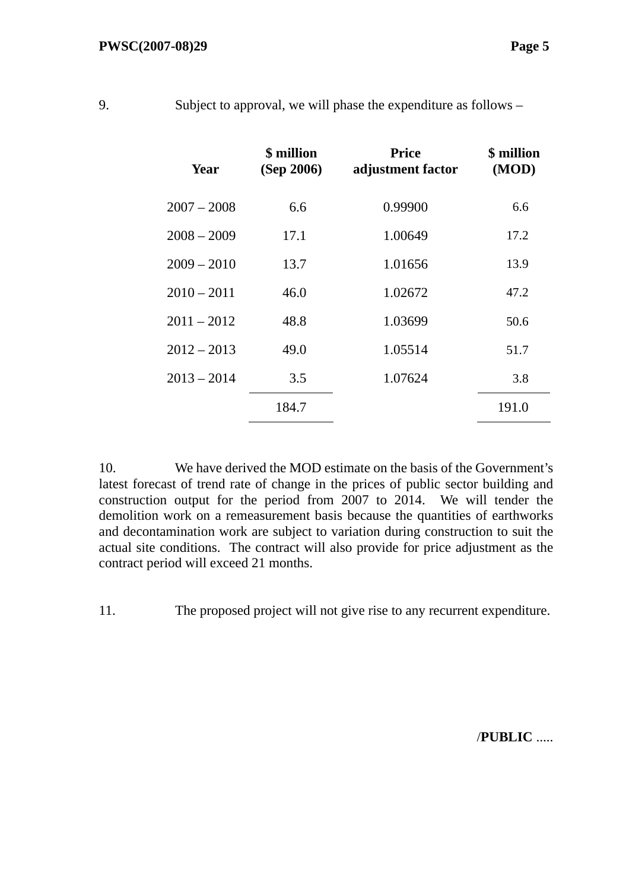9. Subject to approval, we will phase the expenditure as follows –

| Year | $ million (Sep 2006) | Price adjustment factor | $ million (MOD) |
|---|---|---|---|
| 2007 – 2008 | 6.6 | 0.99900 | 6.6 |
| 2008 – 2009 | 17.1 | 1.00649 | 17.2 |
| 2009 – 2010 | 13.7 | 1.01656 | 13.9 |
| 2010 – 2011 | 46.0 | 1.02672 | 47.2 |
| 2011 – 2012 | 48.8 | 1.03699 | 50.6 |
| 2012 – 2013 | 49.0 | 1.05514 | 51.7 |
| 2013 – 2014 | 3.5 | 1.07624 | 3.8 |
| | 184.7 | | 191.0 |

10. We have derived the MOD estimate on the basis of the Government's latest forecast of trend rate of change in the prices of public sector building and construction output for the period from 2007 to 2014. We will tender the demolition work on a remeasurement basis because the quantities of earthworks and decontamination work are subject to variation during construction to suit the actual site conditions. The contract will also provide for price adjustment as the contract period will exceed 21 months.

11. The proposed project will not give rise to any recurrent expenditure.

/**PUBLIC** .....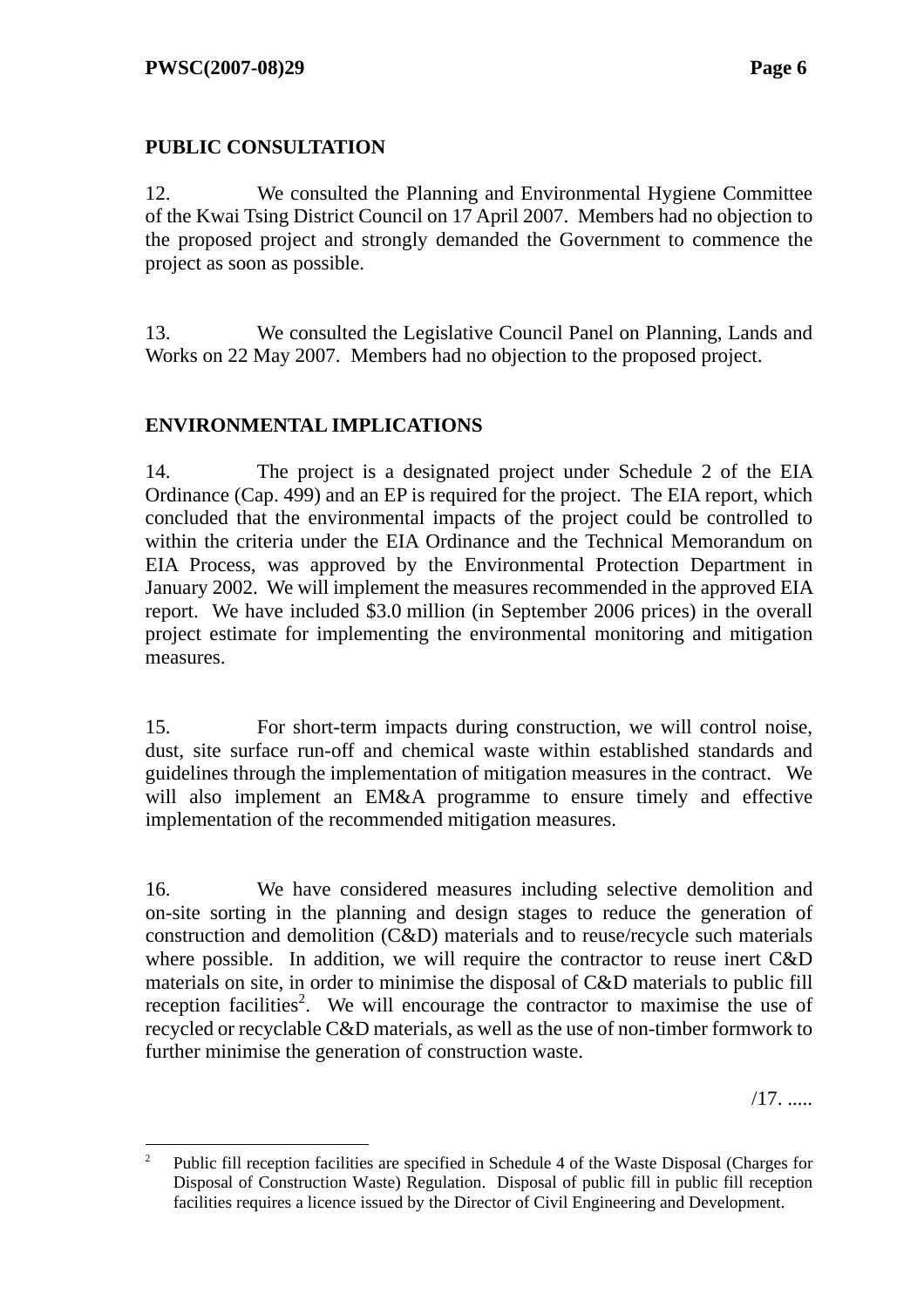## PUBLIC CONSULTATION

12. We consulted the Planning and Environmental Hygiene Committee of the Kwai Tsing District Council on 17 April 2007. Members had no objection to the proposed project and strongly demanded the Government to commence the project as soon as possible.

13. We consulted the Legislative Council Panel on Planning, Lands and Works on 22 May 2007. Members had no objection to the proposed project.

## ENVIRONMENTAL IMPLICATIONS

14. The project is a designated project under Schedule 2 of the EIA Ordinance (Cap. 499) and an EP is required for the project. The EIA report, which concluded that the environmental impacts of the project could be controlled to within the criteria under the EIA Ordinance and the Technical Memorandum on EIA Process, was approved by the Environmental Protection Department in January 2002. We will implement the measures recommended in the approved EIA report. We have included $3.0 million (in September 2006 prices) in the overall project estimate for implementing the environmental monitoring and mitigation measures.

15. For short-term impacts during construction, we will control noise, dust, site surface run-off and chemical waste within established standards and guidelines through the implementation of mitigation measures in the contract. We will also implement an EM&A programme to ensure timely and effective implementation of the recommended mitigation measures.

16. We have considered measures including selective demolition and on-site sorting in the planning and design stages to reduce the generation of construction and demolition (C&D) materials and to reuse/recycle such materials where possible. In addition, we will require the contractor to reuse inert C&D materials on site, in order to minimise the disposal of C&D materials to public fill reception facilities[2]. We will encourage the contractor to maximise the use of recycled or recyclable C&D materials, as well as the use of non-timber formwork to further minimise the generation of construction waste.

/17. .....

---

[2] Public fill reception facilities are specified in Schedule 4 of the Waste Disposal (Charges for Disposal of Construction Waste) Regulation. Disposal of public fill in public fill reception facilities requires a licence issued by the Director of Civil Engineering and Development.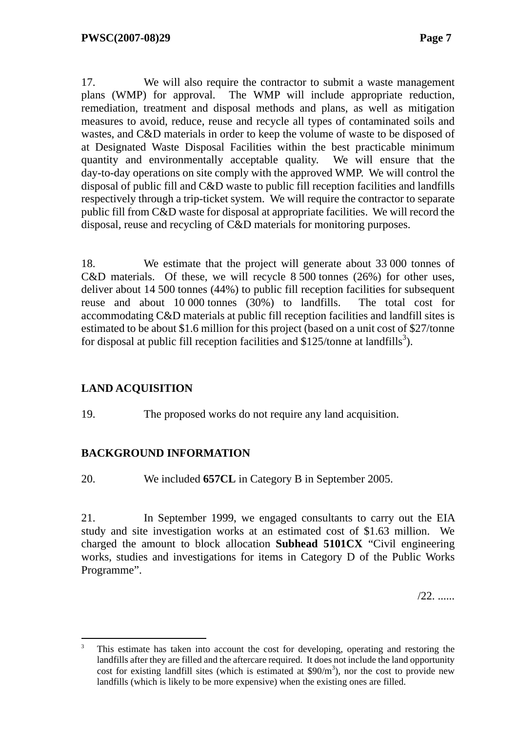17. We will also require the contractor to submit a waste management plans (WMP) for approval. The WMP will include appropriate reduction, remediation, treatment and disposal methods and plans, as well as mitigation measures to avoid, reduce, reuse and recycle all types of contaminated soils and wastes, and C&D materials in order to keep the volume of waste to be disposed of at Designated Waste Disposal Facilities within the best practicable minimum quantity and environmentally acceptable quality. We will ensure that the day-to-day operations on site comply with the approved WMP. We will control the disposal of public fill and C&D waste to public fill reception facilities and landfills respectively through a trip-ticket system. We will require the contractor to separate public fill from C&D waste for disposal at appropriate facilities. We will record the disposal, reuse and recycling of C&D materials for monitoring purposes.

18. We estimate that the project will generate about 33 000 tonnes of C&D materials. Of these, we will recycle 8 500 tonnes (26%) for other uses, deliver about 14 500 tonnes (44%) to public fill reception facilities for subsequent reuse and about 10 000 tonnes (30%) to landfills. The total cost for accommodating C&D materials at public fill reception facilities and landfill sites is estimated to be about $1.6 million for this project (based on a unit cost of $27/tonne for disposal at public fill reception facilities and $125/tonne at landfills[3]).

## LAND ACQUISITION

19. The proposed works do not require any land acquisition.

## BACKGROUND INFORMATION

20. We included **657CL** in Category B in September 2005.

21. In September 1999, we engaged consultants to carry out the EIA study and site investigation works at an estimated cost of $1.63 million. We charged the amount to block allocation **Subhead 5101CX** "Civil engineering works, studies and investigations for items in Category D of the Public Works Programme".

/22. ......

---

[3] This estimate has taken into account the cost for developing, operating and restoring the landfills after they are filled and the aftercare required. It does not include the land opportunity cost for existing landfill sites (which is estimated at $90/m$^3$), nor the cost to provide new landfills (which is likely to be more expensive) when the existing ones are filled.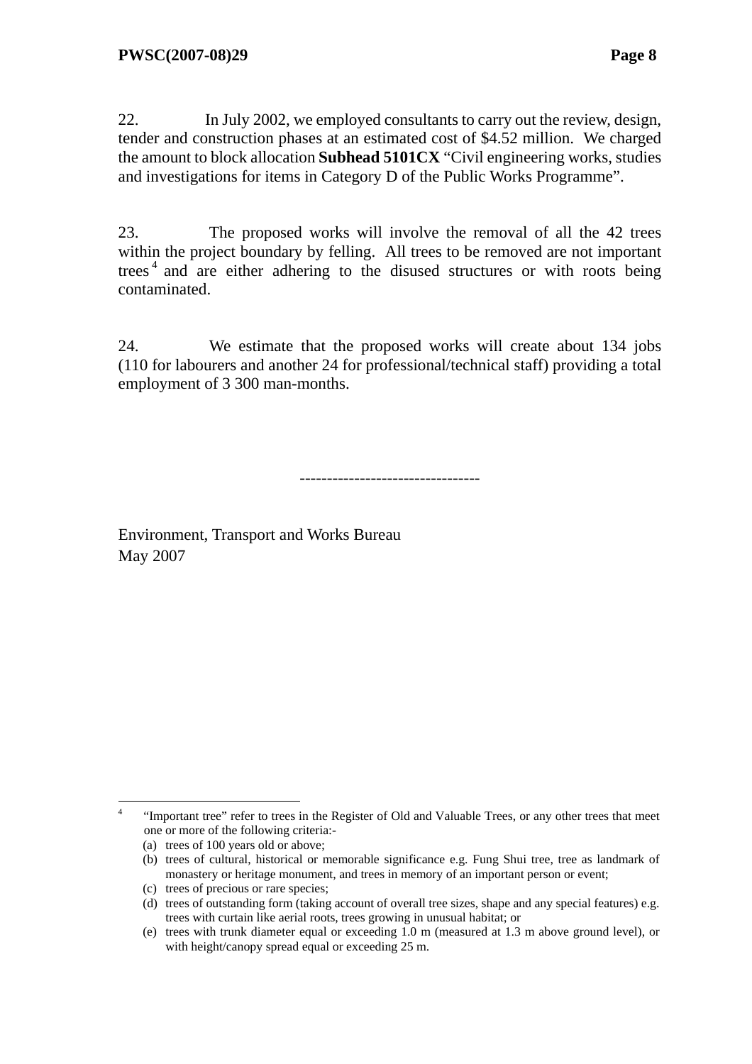22. In July 2002, we employed consultants to carry out the review, design, tender and construction phases at an estimated cost of $4.52 million. We charged the amount to block allocation **Subhead 5101CX** "Civil engineering works, studies and investigations for items in Category D of the Public Works Programme".

23. The proposed works will involve the removal of all the 42 trees within the project boundary by felling. All trees to be removed are not important trees[4] and are either adhering to the disused structures or with roots being contaminated.

24. We estimate that the proposed works will create about 134 jobs (110 for labourers and another 24 for professional/technical staff) providing a total employment of 3 300 man-months.

---------------------------------

Environment, Transport and Works Bureau
May 2007

---

[4] "Important tree" refer to trees in the Register of Old and Valuable Trees, or any other trees that meet one or more of the following criteria:-

(a) trees of 100 years old or above;

(b) trees of cultural, historical or memorable significance e.g. Fung Shui tree, tree as landmark of monastery or heritage monument, and trees in memory of an important person or event;

(c) trees of precious or rare species;

(d) trees of outstanding form (taking account of overall tree sizes, shape and any special features) e.g. trees with curtain like aerial roots, trees growing in unusual habitat; or

(e) trees with trunk diameter equal or exceeding 1.0 m (measured at 1.3 m above ground level), or with height/canopy spread equal or exceeding 25 m.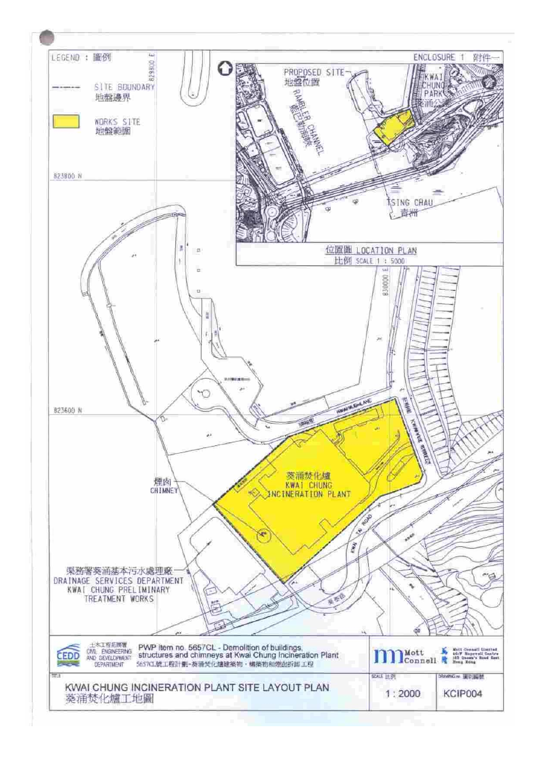ENCLOSURE 1 附件一

LEGEND : 圖例

SITE BOUNDARY
地盤邊界

WORKS SITE
地盤範圍

829800 E

823800 N

823600 N

830000 E

PROPOSED SITE
地盤位置

RAMBLER CHANNEL
藍巴勒海峽

KWAI CHUNG PARK
葵涌公園

TSING CHAU
青洲

位置圖 LOCATION PLAN
比例 SCALE 1 : 5000

葵涌焚化爐
KWAI CHUNG INCINERATION PLANT

煙囪
CHIMNEY

渠務署葵涌基本污水處理廠
DRAINAGE SERVICES DEPARTMENT
KWAI CHUNG PRELIMINARY TREATMENT WORKS

KWAI YUE STREET

KWAI TAI ROAD

土木工程拓展署
CIVIL ENGINEERING AND DEVELOPMENT DEPARTMENT

PWP item no. 5657CL - Demolition of buildings, structures and chimneys at Kwai Chung Incineration Plant
5657CL號工程計劃－葵涌焚化爐建築物、構築物和煙囪拆卸工程

Mott Connell

TITLE
KWAI CHUNG INCINERATION PLANT SITE LAYOUT PLAN
葵涌焚化爐工地圖

SCALE 比例
1 : 2000

DRAWING no. 圖則編號
KCIP004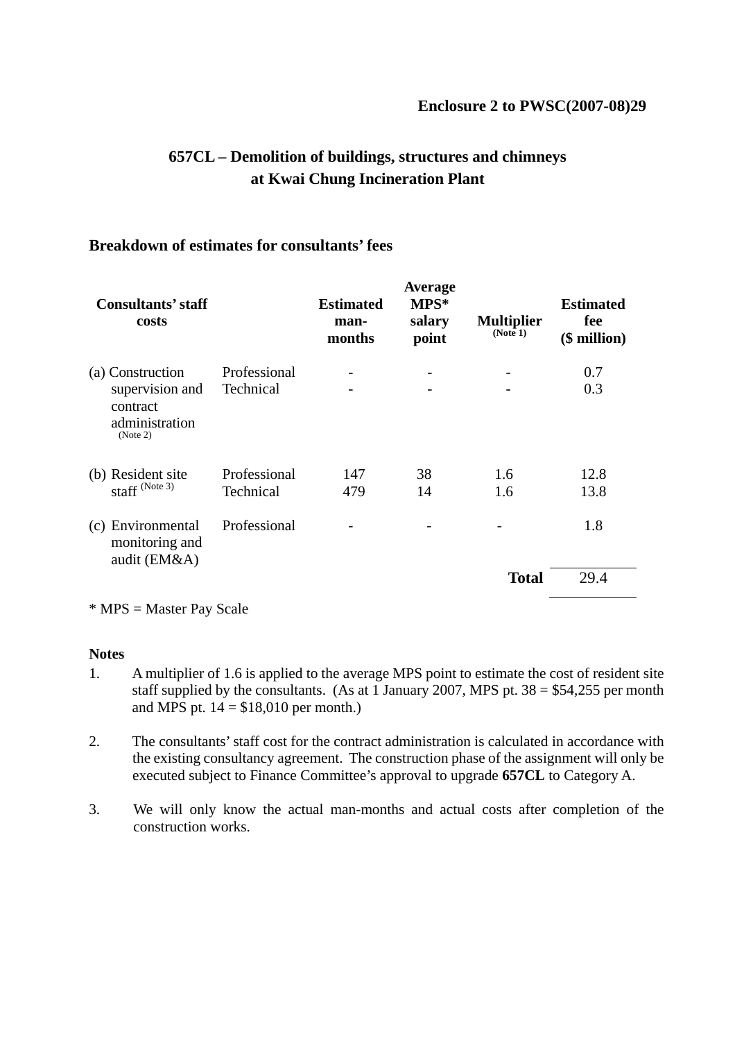**Enclosure 2 to PWSC(2007-08)29**

## 657CL – Demolition of buildings, structures and chimneys at Kwai Chung Incineration Plant

### Breakdown of estimates for consultants' fees

| Consultants' staff costs | | Estimated man-months | Average MPS* salary point | Multiplier (Note 1) | Estimated fee ($ million) |
|---|---|---|---|---|---|
| (a) Construction supervision and contract administration (Note 2) | Professional | - | - | - | 0.7 |
| | Technical | - | - | - | 0.3 |
| (b) Resident site staff (Note 3) | Professional | 147 | 38 | 1.6 | 12.8 |
| | Technical | 479 | 14 | 1.6 | 13.8 |
| (c) Environmental monitoring and audit (EM&A) | Professional | - | - | - | 1.8 |
| | | | | **Total** | 29.4 |

\* MPS = Master Pay Scale

**Notes**

1. A multiplier of 1.6 is applied to the average MPS point to estimate the cost of resident site staff supplied by the consultants. (As at 1 January 2007, MPS pt. 38 = $54,255 per month and MPS pt. 14 = $18,010 per month.)

2. The consultants' staff cost for the contract administration is calculated in accordance with the existing consultancy agreement. The construction phase of the assignment will only be executed subject to Finance Committee's approval to upgrade **657CL** to Category A.

3. We will only know the actual man-months and actual costs after completion of the construction works.